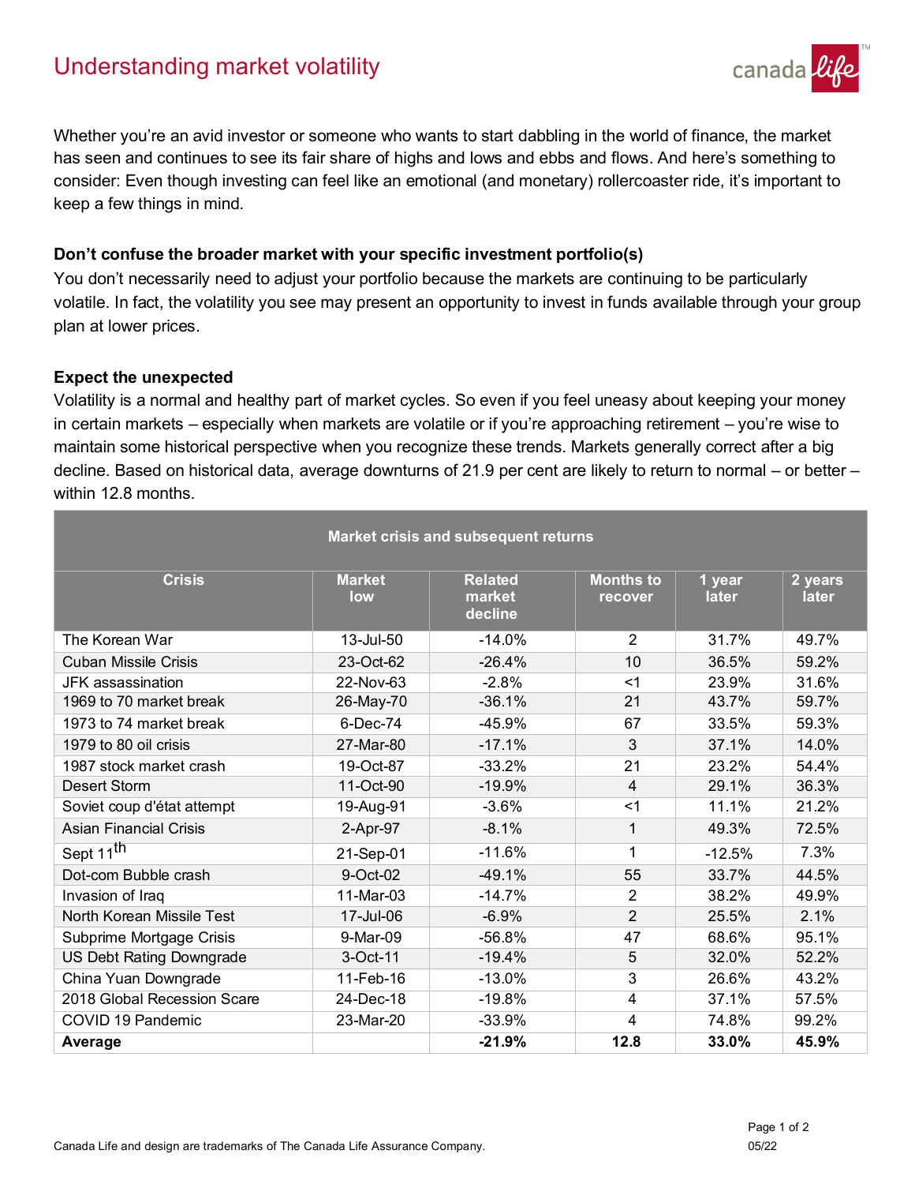# Understanding market volatility

Whether you're an avid investor or someone who wants to start dabbling in the world of finance, the market has seen and continues to see its fair share of highs and lows and ebbs and flows. And here's something to consider: Even though investing can feel like an emotional (and monetary) rollercoaster ride, it's important to keep a few things in mind.

### Don't confuse the broader market with your specific investment portfolio(s)

You don't necessarily need to adjust your portfolio because the markets are continuing to be particularly volatile. In fact, the volatility you see may present an opportunity to invest in funds available through your group plan at lower prices.

### Expect the unexpected

Volatility is a normal and healthy part of market cycles. So even if you feel uneasy about keeping your money in certain markets – especially when markets are volatile or if you're approaching retirement – you're wise to maintain some historical perspective when you recognize these trends. Markets generally correct after a big decline. Based on historical data, average downturns of 21.9 per cent are likely to return to normal – or better – within 12.8 months.

**Market crisis and subsequent returns**

| Crisis | Market low | Related market decline | Months to recover | 1 year later | 2 years later |
|---|---|---|---|---|---|
| The Korean War | 13-Jul-50 | -14.0% | 2 | 31.7% | 49.7% |
| Cuban Missile Crisis | 23-Oct-62 | -26.4% | 10 | 36.5% | 59.2% |
| JFK assassination | 22-Nov-63 | -2.8% | <1 | 23.9% | 31.6% |
| 1969 to 70 market break | 26-May-70 | -36.1% | 21 | 43.7% | 59.7% |
| 1973 to 74 market break | 6-Dec-74 | -45.9% | 67 | 33.5% | 59.3% |
| 1979 to 80 oil crisis | 27-Mar-80 | -17.1% | 3 | 37.1% | 14.0% |
| 1987 stock market crash | 19-Oct-87 | -33.2% | 21 | 23.2% | 54.4% |
| Desert Storm | 11-Oct-90 | -19.9% | 4 | 29.1% | 36.3% |
| Soviet coup d'état attempt | 19-Aug-91 | -3.6% | <1 | 11.1% | 21.2% |
| Asian Financial Crisis | 2-Apr-97 | -8.1% | 1 | 49.3% | 72.5% |
| Sept 11th | 21-Sep-01 | -11.6% | 1 | -12.5% | 7.3% |
| Dot-com Bubble crash | 9-Oct-02 | -49.1% | 55 | 33.7% | 44.5% |
| Invasion of Iraq | 11-Mar-03 | -14.7% | 2 | 38.2% | 49.9% |
| North Korean Missile Test | 17-Jul-06 | -6.9% | 2 | 25.5% | 2.1% |
| Subprime Mortgage Crisis | 9-Mar-09 | -56.8% | 47 | 68.6% | 95.1% |
| US Debt Rating Downgrade | 3-Oct-11 | -19.4% | 5 | 32.0% | 52.2% |
| China Yuan Downgrade | 11-Feb-16 | -13.0% | 3 | 26.6% | 43.2% |
| 2018 Global Recession Scare | 24-Dec-18 | -19.8% | 4 | 37.1% | 57.5% |
| COVID 19 Pandemic | 23-Mar-20 | -33.9% | 4 | 74.8% | 99.2% |
| **Average** | | **-21.9%** | **12.8** | **33.0%** | **45.9%** |

Canada Life and design are trademarks of The Canada Life Assurance Company.

05/22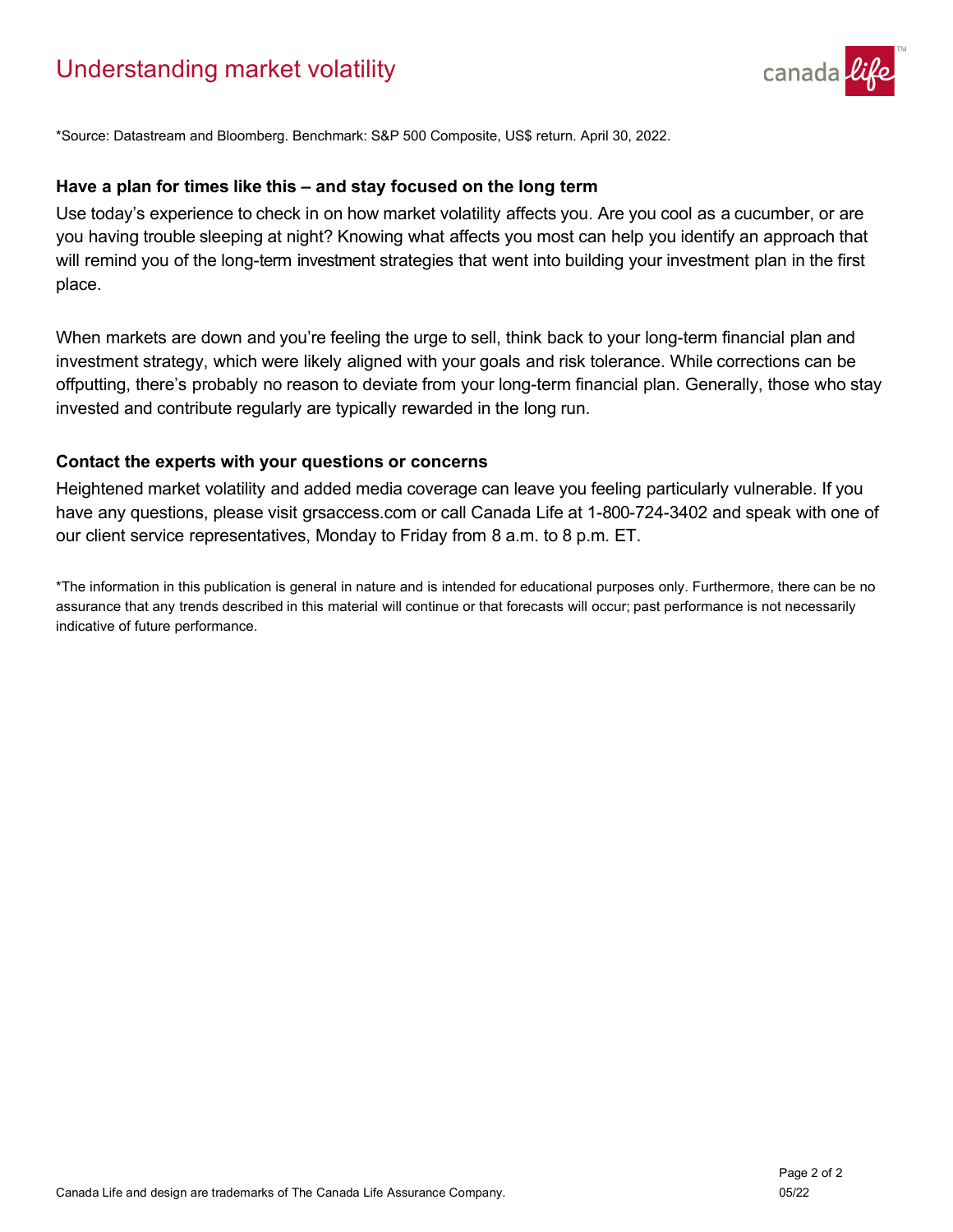*Source: Datastream and Bloomberg. Benchmark: S&P 500 Composite, US$ return. April 30, 2022.

### Have a plan for times like this – and stay focused on the long term

Use today's experience to check in on how market volatility affects you. Are you cool as a cucumber, or are you having trouble sleeping at night? Knowing what affects you most can help you identify an approach that will remind you of the long-term investment strategies that went into building your investment plan in the first place.

When markets are down and you're feeling the urge to sell, think back to your long-term financial plan and investment strategy, which were likely aligned with your goals and risk tolerance. While corrections can be offputting, there's probably no reason to deviate from your long-term financial plan. Generally, those who stay invested and contribute regularly are typically rewarded in the long run.

### Contact the experts with your questions or concerns

Heightened market volatility and added media coverage can leave you feeling particularly vulnerable. If you have any questions, please visit grsaccess.com or call Canada Life at 1-800-724-3402 and speak with one of our client service representatives, Monday to Friday from 8 a.m. to 8 p.m. ET.

*The information in this publication is general in nature and is intended for educational purposes only. Furthermore, there can be no assurance that any trends described in this material will continue or that forecasts will occur; past performance is not necessarily indicative of future performance.

Canada Life and design are trademarks of The Canada Life Assurance Company.

05/22